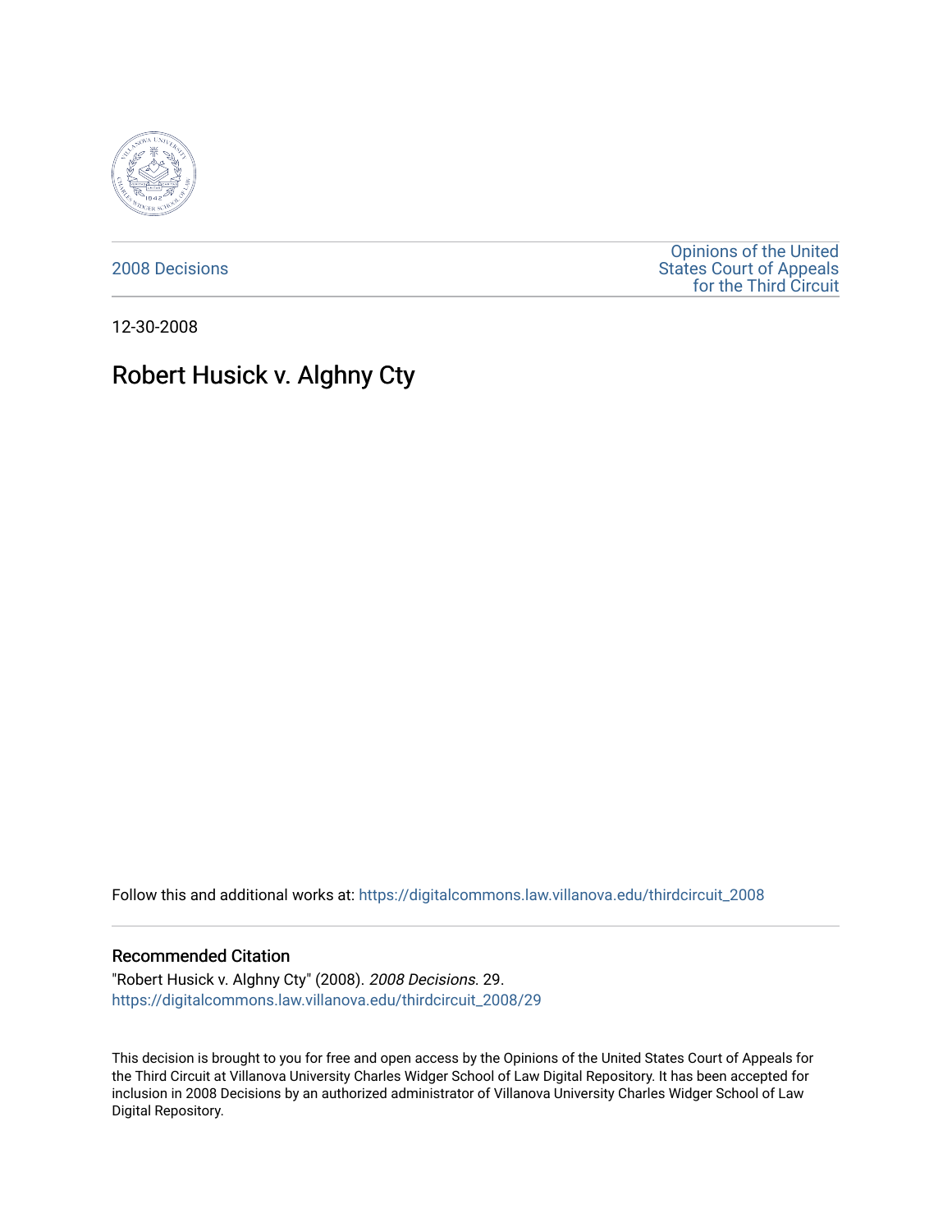2008 Decisions

Opinions of the United States Court of Appeals for the Third Circuit

12-30-2008

# Robert Husick v. Alghny Cty

Follow this and additional works at: https://digitalcommons.law.villanova.edu/thirdcircuit_2008

## Recommended Citation

"Robert Husick v. Alghny Cty" (2008). *2008 Decisions*. 29.
https://digitalcommons.law.villanova.edu/thirdcircuit_2008/29

This decision is brought to you for free and open access by the Opinions of the United States Court of Appeals for the Third Circuit at Villanova University Charles Widger School of Law Digital Repository. It has been accepted for inclusion in 2008 Decisions by an authorized administrator of Villanova University Charles Widger School of Law Digital Repository.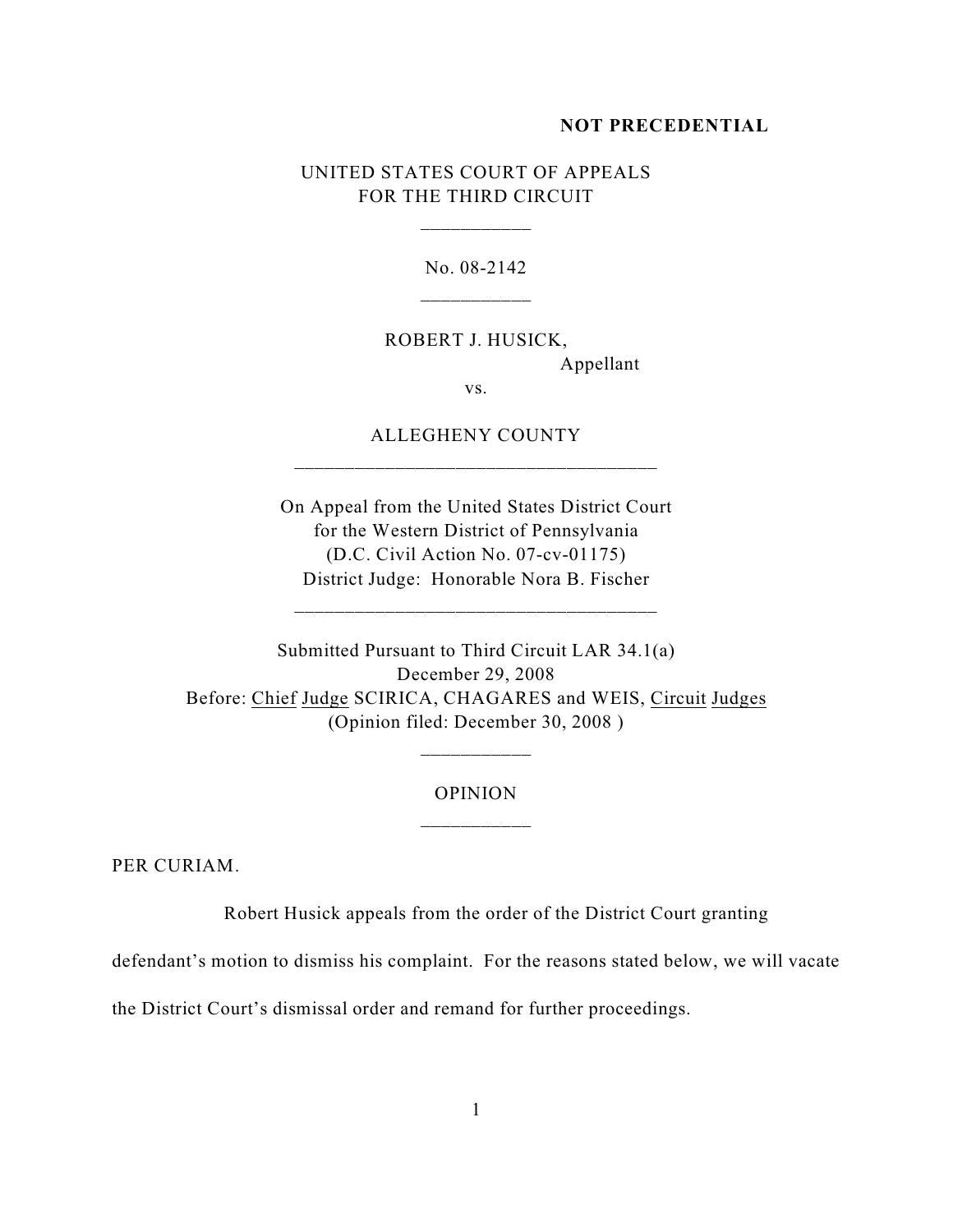**NOT PRECEDENTIAL**

UNITED STATES COURT OF APPEALS
FOR THE THIRD CIRCUIT

---

No. 08-2142

---

ROBERT J. HUSICK,
Appellant

vs.

ALLEGHENY COUNTY

---

On Appeal from the United States District Court
for the Western District of Pennsylvania
(D.C. Civil Action No. 07-cv-01175)
District Judge: Honorable Nora B. Fischer

---

Submitted Pursuant to Third Circuit LAR 34.1(a)
December 29, 2008
Before: Chief Judge SCIRICA, CHAGARES and WEIS, Circuit Judges
(Opinion filed: December 30, 2008 )

---

OPINION

---

PER CURIAM.

Robert Husick appeals from the order of the District Court granting defendant's motion to dismiss his complaint. For the reasons stated below, we will vacate the District Court's dismissal order and remand for further proceedings.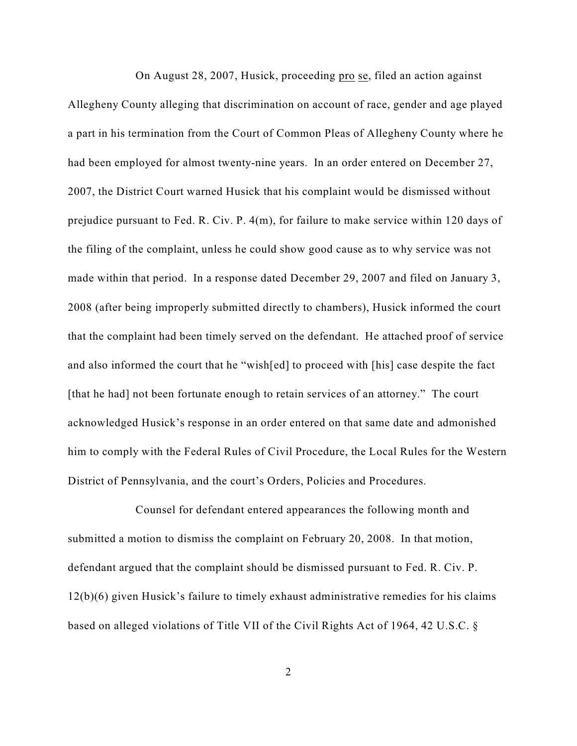On August 28, 2007, Husick, proceeding _pro se_, filed an action against Allegheny County alleging that discrimination on account of race, gender and age played a part in his termination from the Court of Common Pleas of Allegheny County where he had been employed for almost twenty-nine years. In an order entered on December 27, 2007, the District Court warned Husick that his complaint would be dismissed without prejudice pursuant to Fed. R. Civ. P. 4(m), for failure to make service within 120 days of the filing of the complaint, unless he could show good cause as to why service was not made within that period. In a response dated December 29, 2007 and filed on January 3, 2008 (after being improperly submitted directly to chambers), Husick informed the court that the complaint had been timely served on the defendant. He attached proof of service and also informed the court that he "wish[ed] to proceed with [his] case despite the fact [that he had] not been fortunate enough to retain services of an attorney." The court acknowledged Husick's response in an order entered on that same date and admonished him to comply with the Federal Rules of Civil Procedure, the Local Rules for the Western District of Pennsylvania, and the court's Orders, Policies and Procedures.

Counsel for defendant entered appearances the following month and submitted a motion to dismiss the complaint on February 20, 2008. In that motion, defendant argued that the complaint should be dismissed pursuant to Fed. R. Civ. P. 12(b)(6) given Husick's failure to timely exhaust administrative remedies for his claims based on alleged violations of Title VII of the Civil Rights Act of 1964, 42 U.S.C. §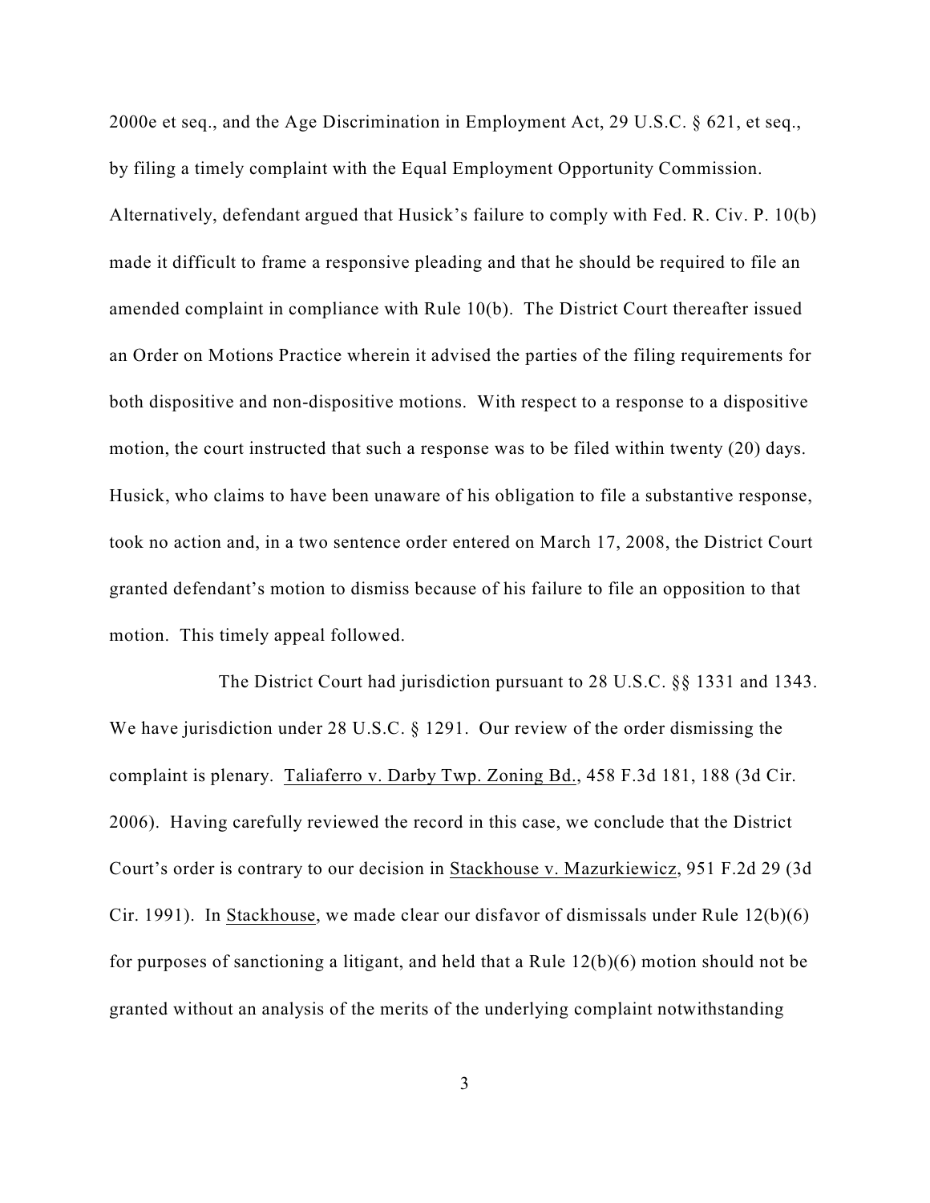2000e et seq., and the Age Discrimination in Employment Act, 29 U.S.C. § 621, et seq., by filing a timely complaint with the Equal Employment Opportunity Commission. Alternatively, defendant argued that Husick's failure to comply with Fed. R. Civ. P. 10(b) made it difficult to frame a responsive pleading and that he should be required to file an amended complaint in compliance with Rule 10(b). The District Court thereafter issued an Order on Motions Practice wherein it advised the parties of the filing requirements for both dispositive and non-dispositive motions. With respect to a response to a dispositive motion, the court instructed that such a response was to be filed within twenty (20) days. Husick, who claims to have been unaware of his obligation to file a substantive response, took no action and, in a two sentence order entered on March 17, 2008, the District Court granted defendant's motion to dismiss because of his failure to file an opposition to that motion. This timely appeal followed.

The District Court had jurisdiction pursuant to 28 U.S.C. §§ 1331 and 1343. We have jurisdiction under 28 U.S.C. § 1291. Our review of the order dismissing the complaint is plenary. Taliaferro v. Darby Twp. Zoning Bd., 458 F.3d 181, 188 (3d Cir. 2006). Having carefully reviewed the record in this case, we conclude that the District Court's order is contrary to our decision in Stackhouse v. Mazurkiewicz, 951 F.2d 29 (3d Cir. 1991). In Stackhouse, we made clear our disfavor of dismissals under Rule 12(b)(6) for purposes of sanctioning a litigant, and held that a Rule 12(b)(6) motion should not be granted without an analysis of the merits of the underlying complaint notwithstanding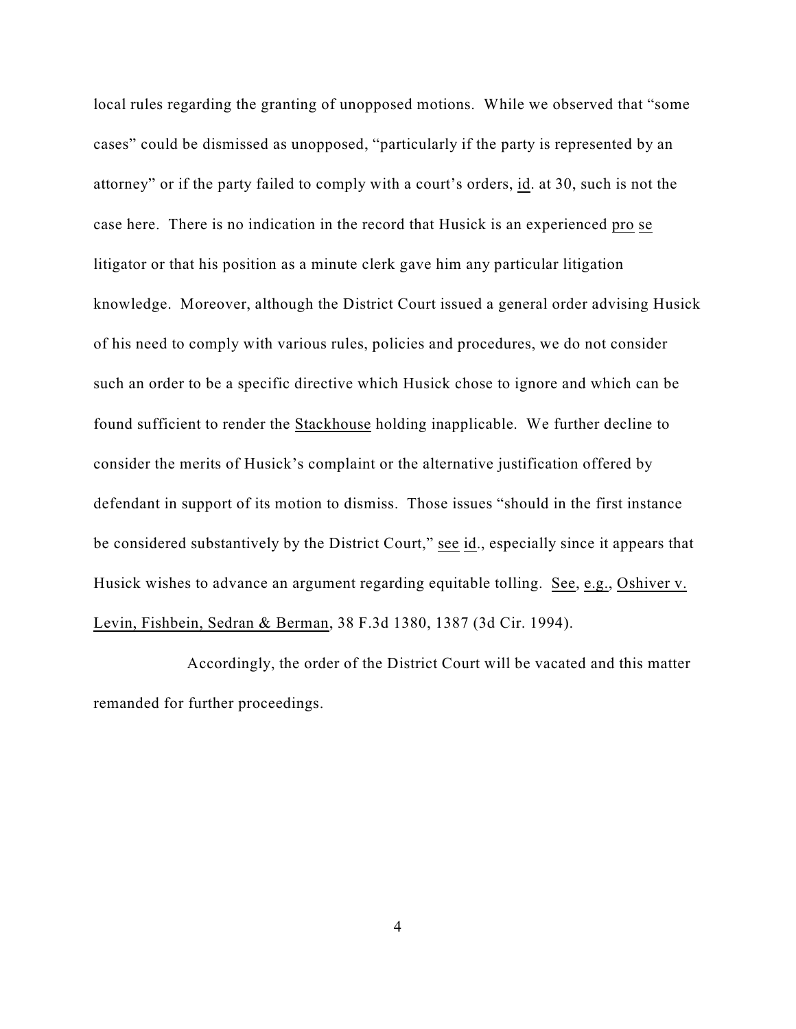local rules regarding the granting of unopposed motions. While we observed that "some cases" could be dismissed as unopposed, "particularly if the party is represented by an attorney" or if the party failed to comply with a court's orders, id. at 30, such is not the case here. There is no indication in the record that Husick is an experienced pro se litigator or that his position as a minute clerk gave him any particular litigation knowledge. Moreover, although the District Court issued a general order advising Husick of his need to comply with various rules, policies and procedures, we do not consider such an order to be a specific directive which Husick chose to ignore and which can be found sufficient to render the Stackhouse holding inapplicable. We further decline to consider the merits of Husick's complaint or the alternative justification offered by defendant in support of its motion to dismiss. Those issues "should in the first instance be considered substantively by the District Court," see id., especially since it appears that Husick wishes to advance an argument regarding equitable tolling. See, e.g., Oshiver v. Levin, Fishbein, Sedran & Berman, 38 F.3d 1380, 1387 (3d Cir. 1994).

Accordingly, the order of the District Court will be vacated and this matter remanded for further proceedings.